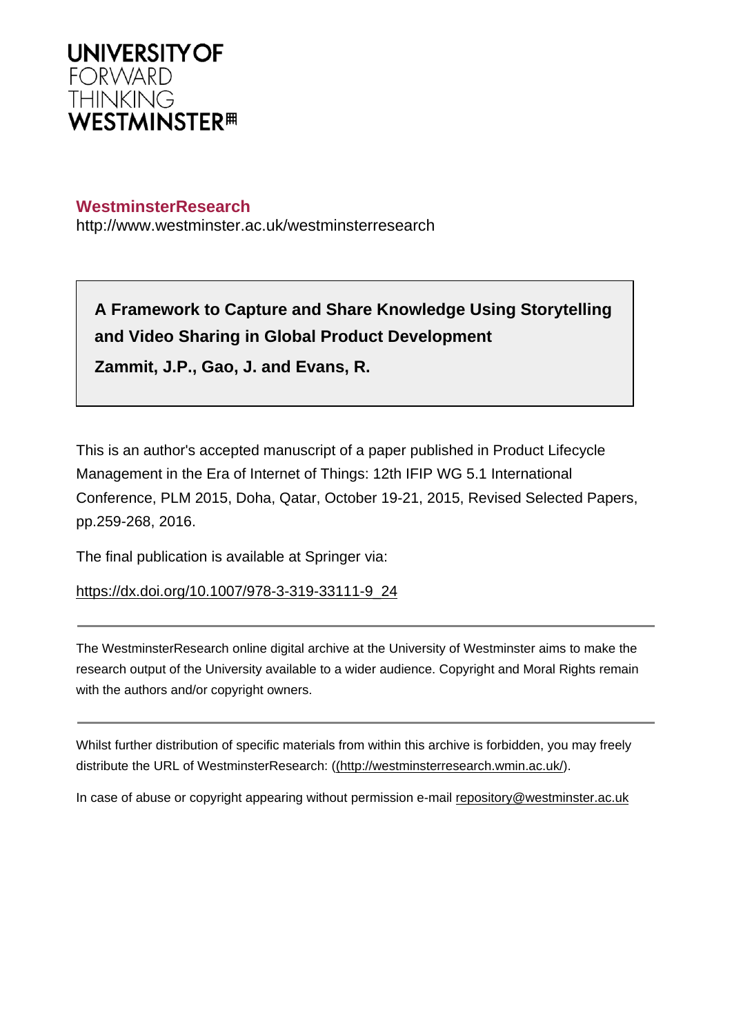UNIVERSITY OF
FORWARD
THINKING
WESTMINSTER

**WestminsterResearch**

http://www.westminster.ac.uk/westminsterresearch

**A Framework to Capture and Share Knowledge Using Storytelling and Video Sharing in Global Product Development**

**Zammit, J.P., Gao, J. and Evans, R.**

This is an author's accepted manuscript of a paper published in Product Lifecycle Management in the Era of Internet of Things: 12th IFIP WG 5.1 International Conference, PLM 2015, Doha, Qatar, October 19-21, 2015, Revised Selected Papers, pp.259-268, 2016.

The final publication is available at Springer via:

https://dx.doi.org/10.1007/978-3-319-33111-9_24

---

The WestminsterResearch online digital archive at the University of Westminster aims to make the research output of the University available to a wider audience. Copyright and Moral Rights remain with the authors and/or copyright owners.

---

Whilst further distribution of specific materials from within this archive is forbidden, you may freely distribute the URL of WestminsterResearch: ((http://westminsterresearch.wmin.ac.uk/).

In case of abuse or copyright appearing without permission e-mail repository@westminster.ac.uk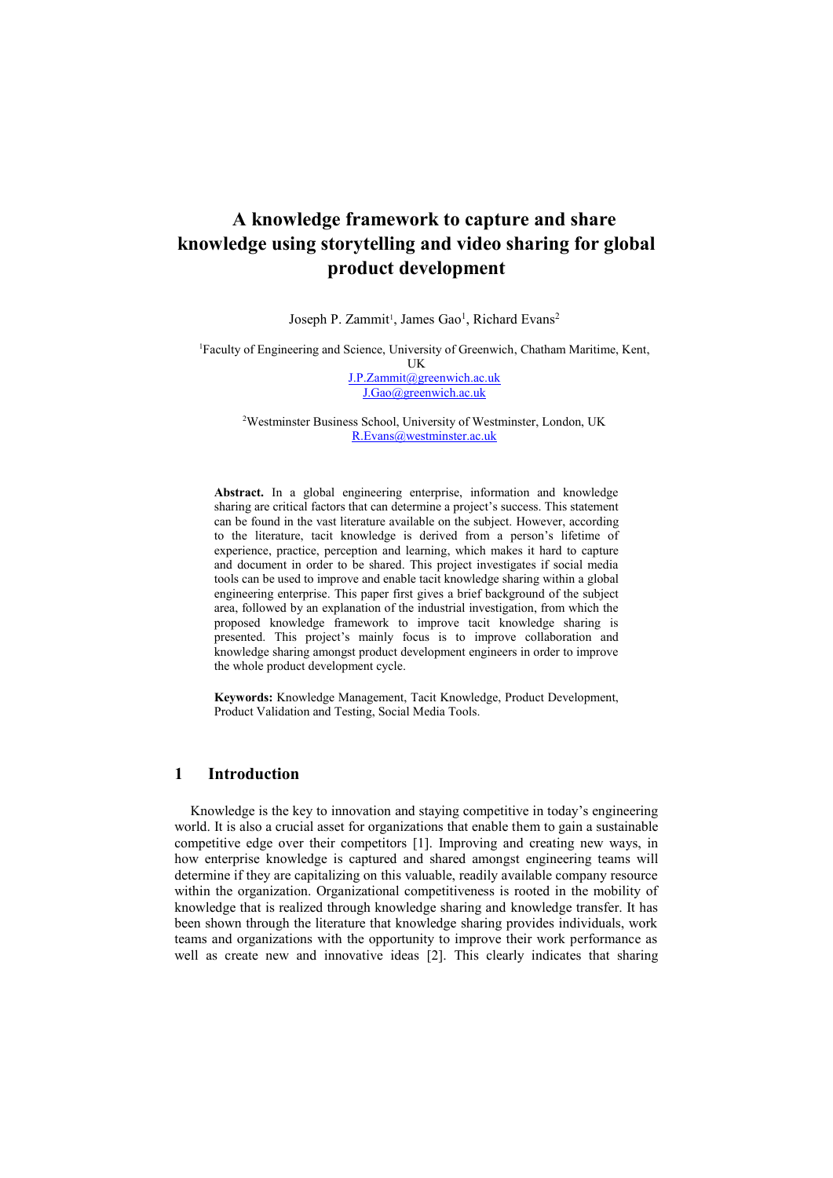# A knowledge framework to capture and share knowledge using storytelling and video sharing for global product development

Joseph P. Zammit[1], James Gao[1], Richard Evans[2]

[1]Faculty of Engineering and Science, University of Greenwich, Chatham Maritime, Kent, UK
J.P.Zammit@greenwich.ac.uk
J.Gao@greenwich.ac.uk

[2]Westminster Business School, University of Westminster, London, UK
R.Evans@westminster.ac.uk

**Abstract.** In a global engineering enterprise, information and knowledge sharing are critical factors that can determine a project's success. This statement can be found in the vast literature available on the subject. However, according to the literature, tacit knowledge is derived from a person's lifetime of experience, practice, perception and learning, which makes it hard to capture and document in order to be shared. This project investigates if social media tools can be used to improve and enable tacit knowledge sharing within a global engineering enterprise. This paper first gives a brief background of the subject area, followed by an explanation of the industrial investigation, from which the proposed knowledge framework to improve tacit knowledge sharing is presented. This project's mainly focus is to improve collaboration and knowledge sharing amongst product development engineers in order to improve the whole product development cycle.

**Keywords:** Knowledge Management, Tacit Knowledge, Product Development, Product Validation and Testing, Social Media Tools.

## 1 Introduction

Knowledge is the key to innovation and staying competitive in today's engineering world. It is also a crucial asset for organizations that enable them to gain a sustainable competitive edge over their competitors [1]. Improving and creating new ways, in how enterprise knowledge is captured and shared amongst engineering teams will determine if they are capitalizing on this valuable, readily available company resource within the organization. Organizational competitiveness is rooted in the mobility of knowledge that is realized through knowledge sharing and knowledge transfer. It has been shown through the literature that knowledge sharing provides individuals, work teams and organizations with the opportunity to improve their work performance as well as create new and innovative ideas [2]. This clearly indicates that sharing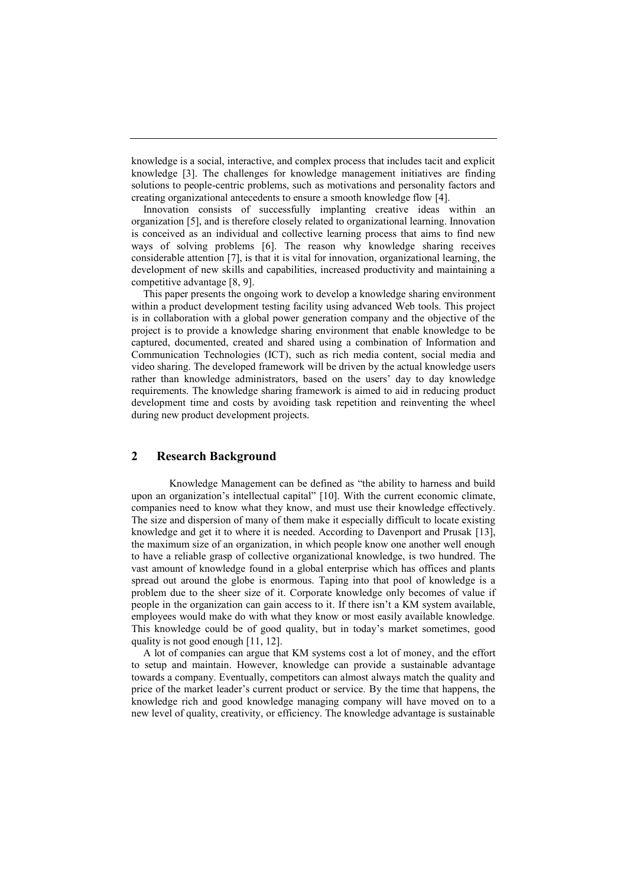knowledge is a social, interactive, and complex process that includes tacit and explicit knowledge [3]. The challenges for knowledge management initiatives are finding solutions to people-centric problems, such as motivations and personality factors and creating organizational antecedents to ensure a smooth knowledge flow [4].

Innovation consists of successfully implanting creative ideas within an organization [5], and is therefore closely related to organizational learning. Innovation is conceived as an individual and collective learning process that aims to find new ways of solving problems [6]. The reason why knowledge sharing receives considerable attention [7], is that it is vital for innovation, organizational learning, the development of new skills and capabilities, increased productivity and maintaining a competitive advantage [8, 9].

This paper presents the ongoing work to develop a knowledge sharing environment within a product development testing facility using advanced Web tools. This project is in collaboration with a global power generation company and the objective of the project is to provide a knowledge sharing environment that enable knowledge to be captured, documented, created and shared using a combination of Information and Communication Technologies (ICT), such as rich media content, social media and video sharing. The developed framework will be driven by the actual knowledge users rather than knowledge administrators, based on the users' day to day knowledge requirements. The knowledge sharing framework is aimed to aid in reducing product development time and costs by avoiding task repetition and reinventing the wheel during new product development projects.

## 2 Research Background

Knowledge Management can be defined as "the ability to harness and build upon an organization's intellectual capital" [10]. With the current economic climate, companies need to know what they know, and must use their knowledge effectively. The size and dispersion of many of them make it especially difficult to locate existing knowledge and get it to where it is needed. According to Davenport and Prusak [13], the maximum size of an organization, in which people know one another well enough to have a reliable grasp of collective organizational knowledge, is two hundred. The vast amount of knowledge found in a global enterprise which has offices and plants spread out around the globe is enormous. Taping into that pool of knowledge is a problem due to the sheer size of it. Corporate knowledge only becomes of value if people in the organization can gain access to it. If there isn't a KM system available, employees would make do with what they know or most easily available knowledge. This knowledge could be of good quality, but in today's market sometimes, good quality is not good enough [11, 12].

A lot of companies can argue that KM systems cost a lot of money, and the effort to setup and maintain. However, knowledge can provide a sustainable advantage towards a company. Eventually, competitors can almost always match the quality and price of the market leader's current product or service. By the time that happens, the knowledge rich and good knowledge managing company will have moved on to a new level of quality, creativity, or efficiency. The knowledge advantage is sustainable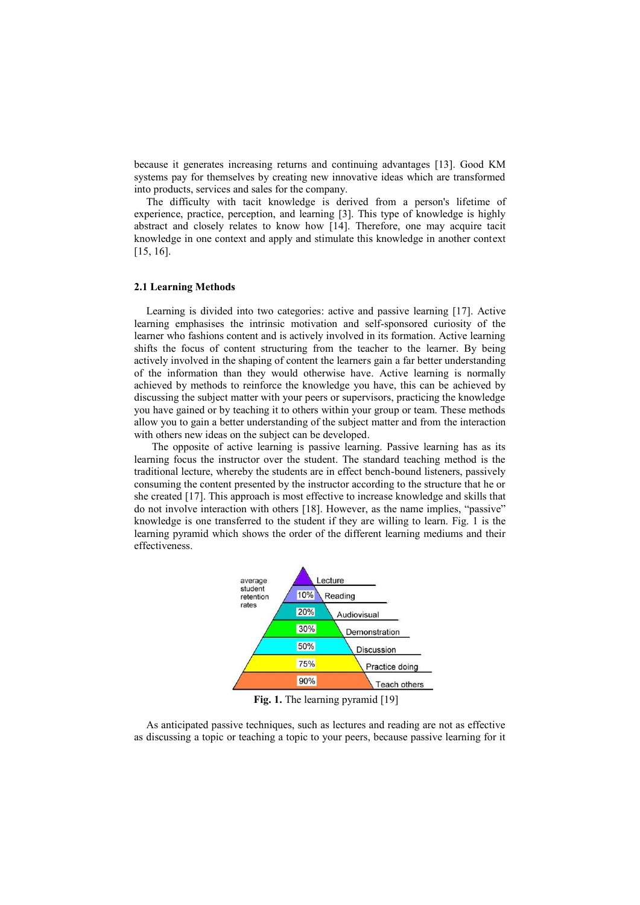because it generates increasing returns and continuing advantages [13]. Good KM systems pay for themselves by creating new innovative ideas which are transformed into products, services and sales for the company.

The difficulty with tacit knowledge is derived from a person's lifetime of experience, practice, perception, and learning [3]. This type of knowledge is highly abstract and closely relates to know how [14]. Therefore, one may acquire tacit knowledge in one context and apply and stimulate this knowledge in another context [15, 16].

### 2.1 Learning Methods

Learning is divided into two categories: active and passive learning [17]. Active learning emphasises the intrinsic motivation and self-sponsored curiosity of the learner who fashions content and is actively involved in its formation. Active learning shifts the focus of content structuring from the teacher to the learner. By being actively involved in the shaping of content the learners gain a far better understanding of the information than they would otherwise have. Active learning is normally achieved by methods to reinforce the knowledge you have, this can be achieved by discussing the subject matter with your peers or supervisors, practicing the knowledge you have gained or by teaching it to others within your group or team. These methods allow you to gain a better understanding of the subject matter and from the interaction with others new ideas on the subject can be developed.

The opposite of active learning is passive learning. Passive learning has as its learning focus the instructor over the student. The standard teaching method is the traditional lecture, whereby the students are in effect bench-bound listeners, passively consuming the content presented by the instructor according to the structure that he or she created [17]. This approach is most effective to increase knowledge and skills that do not involve interaction with others [18]. However, as the name implies, "passive" knowledge is one transferred to the student if they are willing to learn. Fig. 1 is the learning pyramid which shows the order of the different learning mediums and their effectiveness.

average student retention rates

Lecture

10%

Reading

20%

Audiovisual

30%

Demonstration

50%

Discussion

75%

Practice doing

90%

Teach others

**Fig. 1.** The learning pyramid [19]

As anticipated passive techniques, such as lectures and reading are not as effective as discussing a topic or teaching a topic to your peers, because passive learning for it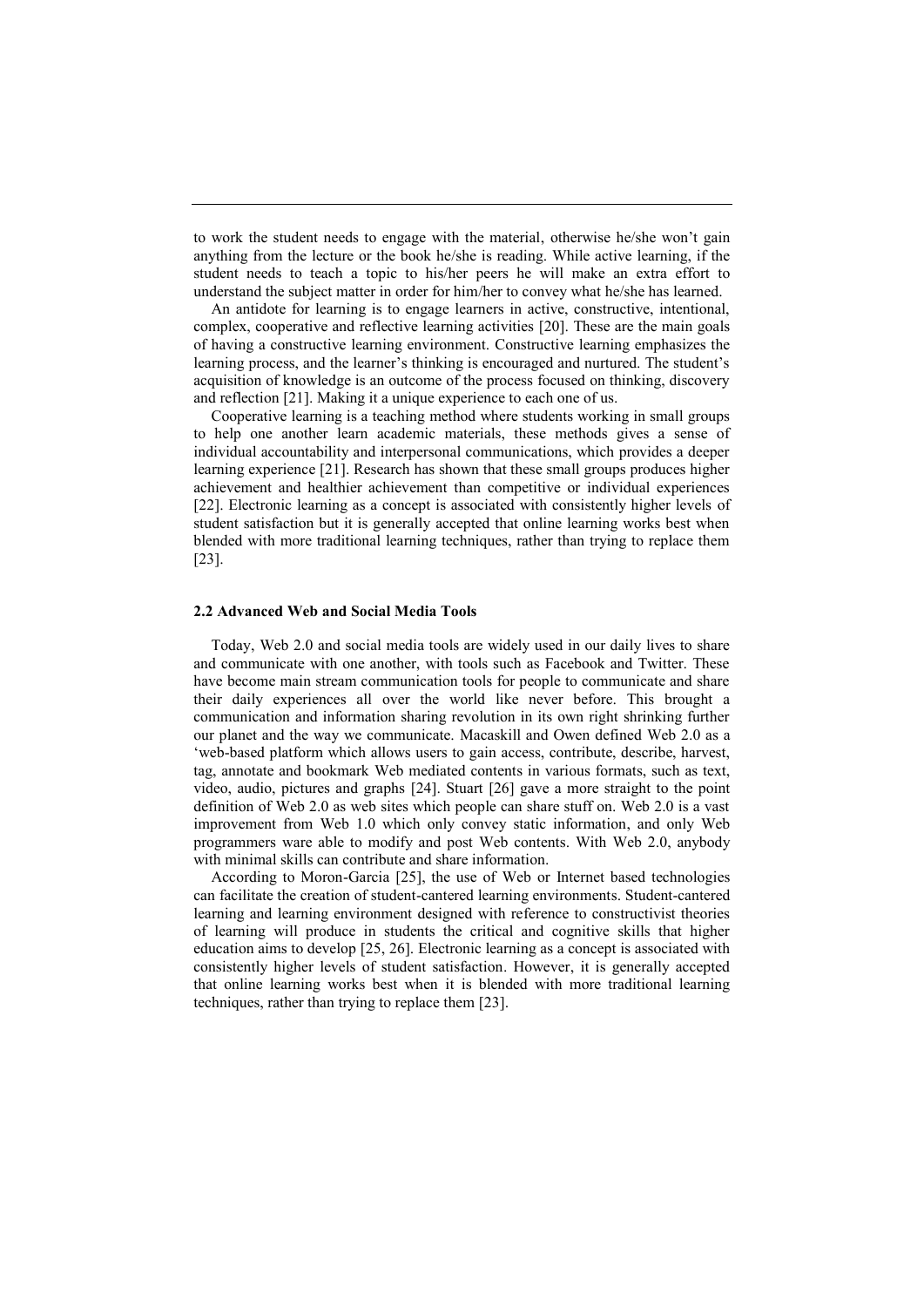to work the student needs to engage with the material, otherwise he/she won't gain anything from the lecture or the book he/she is reading. While active learning, if the student needs to teach a topic to his/her peers he will make an extra effort to understand the subject matter in order for him/her to convey what he/she has learned.

An antidote for learning is to engage learners in active, constructive, intentional, complex, cooperative and reflective learning activities [20]. These are the main goals of having a constructive learning environment. Constructive learning emphasizes the learning process, and the learner's thinking is encouraged and nurtured. The student's acquisition of knowledge is an outcome of the process focused on thinking, discovery and reflection [21]. Making it a unique experience to each one of us.

Cooperative learning is a teaching method where students working in small groups to help one another learn academic materials, these methods gives a sense of individual accountability and interpersonal communications, which provides a deeper learning experience [21]. Research has shown that these small groups produces higher achievement and healthier achievement than competitive or individual experiences [22]. Electronic learning as a concept is associated with consistently higher levels of student satisfaction but it is generally accepted that online learning works best when blended with more traditional learning techniques, rather than trying to replace them [23].

### 2.2 Advanced Web and Social Media Tools

Today, Web 2.0 and social media tools are widely used in our daily lives to share and communicate with one another, with tools such as Facebook and Twitter. These have become main stream communication tools for people to communicate and share their daily experiences all over the world like never before. This brought a communication and information sharing revolution in its own right shrinking further our planet and the way we communicate. Macaskill and Owen defined Web 2.0 as a 'web-based platform which allows users to gain access, contribute, describe, harvest, tag, annotate and bookmark Web mediated contents in various formats, such as text, video, audio, pictures and graphs [24]. Stuart [26] gave a more straight to the point definition of Web 2.0 as web sites which people can share stuff on. Web 2.0 is a vast improvement from Web 1.0 which only convey static information, and only Web programmers ware able to modify and post Web contents. With Web 2.0, anybody with minimal skills can contribute and share information.

According to Moron-Garcia [25], the use of Web or Internet based technologies can facilitate the creation of student-cantered learning environments. Student-cantered learning and learning environment designed with reference to constructivist theories of learning will produce in students the critical and cognitive skills that higher education aims to develop [25, 26]. Electronic learning as a concept is associated with consistently higher levels of student satisfaction. However, it is generally accepted that online learning works best when it is blended with more traditional learning techniques, rather than trying to replace them [23].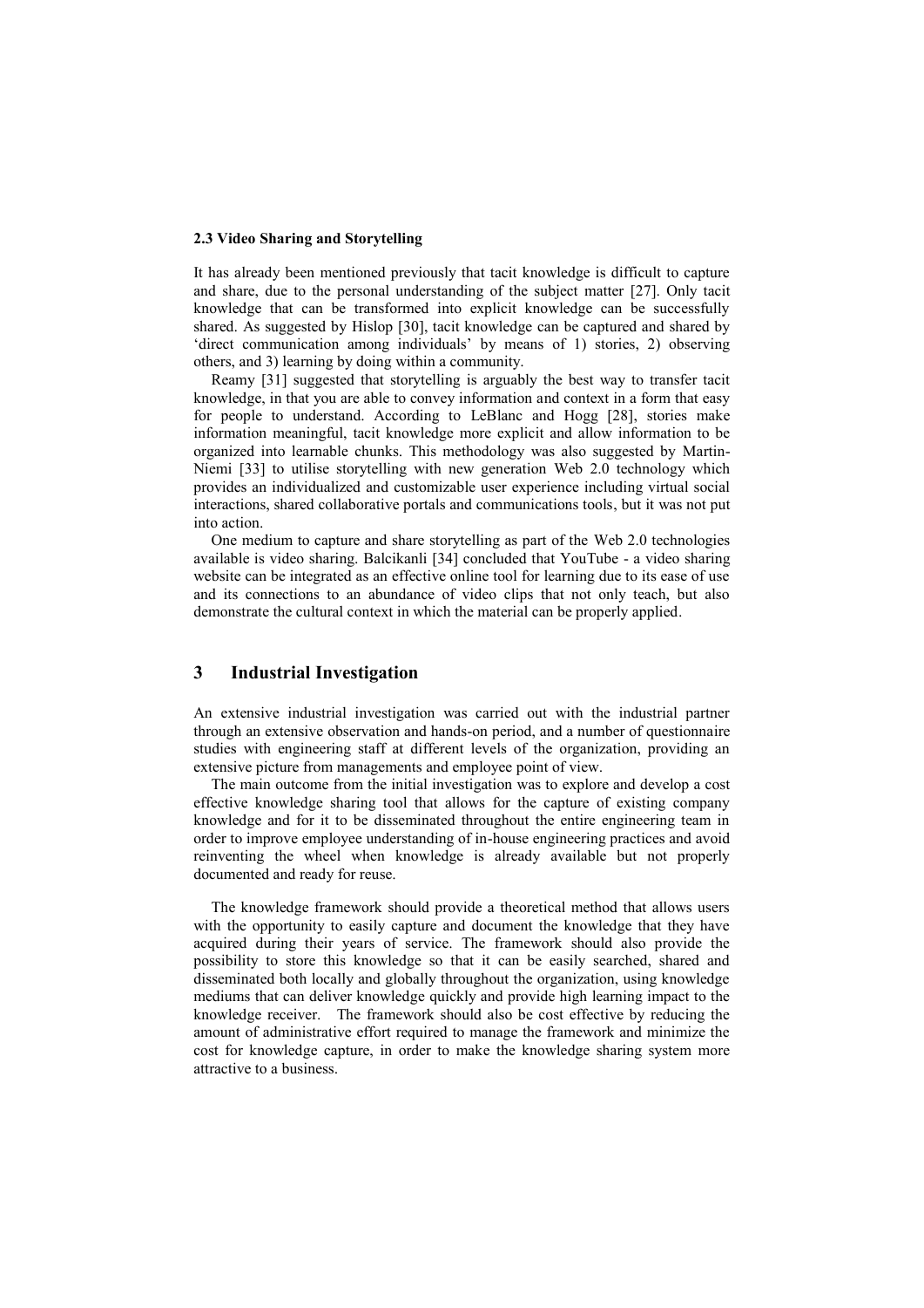### 2.3 Video Sharing and Storytelling

It has already been mentioned previously that tacit knowledge is difficult to capture and share, due to the personal understanding of the subject matter [27]. Only tacit knowledge that can be transformed into explicit knowledge can be successfully shared. As suggested by Hislop [30], tacit knowledge can be captured and shared by 'direct communication among individuals' by means of 1) stories, 2) observing others, and 3) learning by doing within a community.

Reamy [31] suggested that storytelling is arguably the best way to transfer tacit knowledge, in that you are able to convey information and context in a form that easy for people to understand. According to LeBlanc and Hogg [28], stories make information meaningful, tacit knowledge more explicit and allow information to be organized into learnable chunks. This methodology was also suggested by Martin-Niemi [33] to utilise storytelling with new generation Web 2.0 technology which provides an individualized and customizable user experience including virtual social interactions, shared collaborative portals and communications tools, but it was not put into action.

One medium to capture and share storytelling as part of the Web 2.0 technologies available is video sharing. Balcikanli [34] concluded that YouTube - a video sharing website can be integrated as an effective online tool for learning due to its ease of use and its connections to an abundance of video clips that not only teach, but also demonstrate the cultural context in which the material can be properly applied.

## 3 Industrial Investigation

An extensive industrial investigation was carried out with the industrial partner through an extensive observation and hands-on period, and a number of questionnaire studies with engineering staff at different levels of the organization, providing an extensive picture from managements and employee point of view.

The main outcome from the initial investigation was to explore and develop a cost effective knowledge sharing tool that allows for the capture of existing company knowledge and for it to be disseminated throughout the entire engineering team in order to improve employee understanding of in-house engineering practices and avoid reinventing the wheel when knowledge is already available but not properly documented and ready for reuse.

The knowledge framework should provide a theoretical method that allows users with the opportunity to easily capture and document the knowledge that they have acquired during their years of service. The framework should also provide the possibility to store this knowledge so that it can be easily searched, shared and disseminated both locally and globally throughout the organization, using knowledge mediums that can deliver knowledge quickly and provide high learning impact to the knowledge receiver. The framework should also be cost effective by reducing the amount of administrative effort required to manage the framework and minimize the cost for knowledge capture, in order to make the knowledge sharing system more attractive to a business.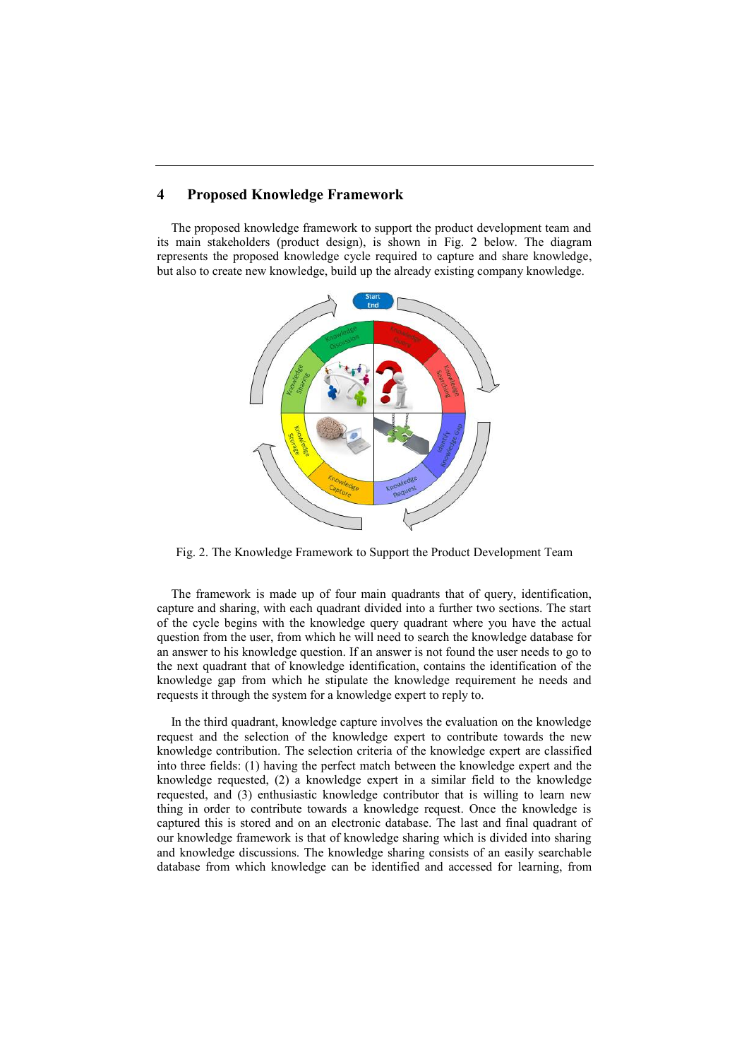## 4 Proposed Knowledge Framework

The proposed knowledge framework to support the product development team and its main stakeholders (product design), is shown in Fig. 2 below. The diagram represents the proposed knowledge cycle required to capture and share knowledge, but also to create new knowledge, build up the already existing company knowledge.

Start
End

Knowledge Query
Knowledge Searching
Identify Knowledge Gap
Knowledge Request
Knowledge Capture
Knowledge Storage
Knowledge Sharing
Knowledge Discussion

Fig. 2. The Knowledge Framework to Support the Product Development Team

The framework is made up of four main quadrants that of query, identification, capture and sharing, with each quadrant divided into a further two sections. The start of the cycle begins with the knowledge query quadrant where you have the actual question from the user, from which he will need to search the knowledge database for an answer to his knowledge question. If an answer is not found the user needs to go to the next quadrant that of knowledge identification, contains the identification of the knowledge gap from which he stipulate the knowledge requirement he needs and requests it through the system for a knowledge expert to reply to.

In the third quadrant, knowledge capture involves the evaluation on the knowledge request and the selection of the knowledge expert to contribute towards the new knowledge contribution. The selection criteria of the knowledge expert are classified into three fields: (1) having the perfect match between the knowledge expert and the knowledge requested, (2) a knowledge expert in a similar field to the knowledge requested, and (3) enthusiastic knowledge contributor that is willing to learn new thing in order to contribute towards a knowledge request. Once the knowledge is captured this is stored and on an electronic database. The last and final quadrant of our knowledge framework is that of knowledge sharing which is divided into sharing and knowledge discussions. The knowledge sharing consists of an easily searchable database from which knowledge can be identified and accessed for learning, from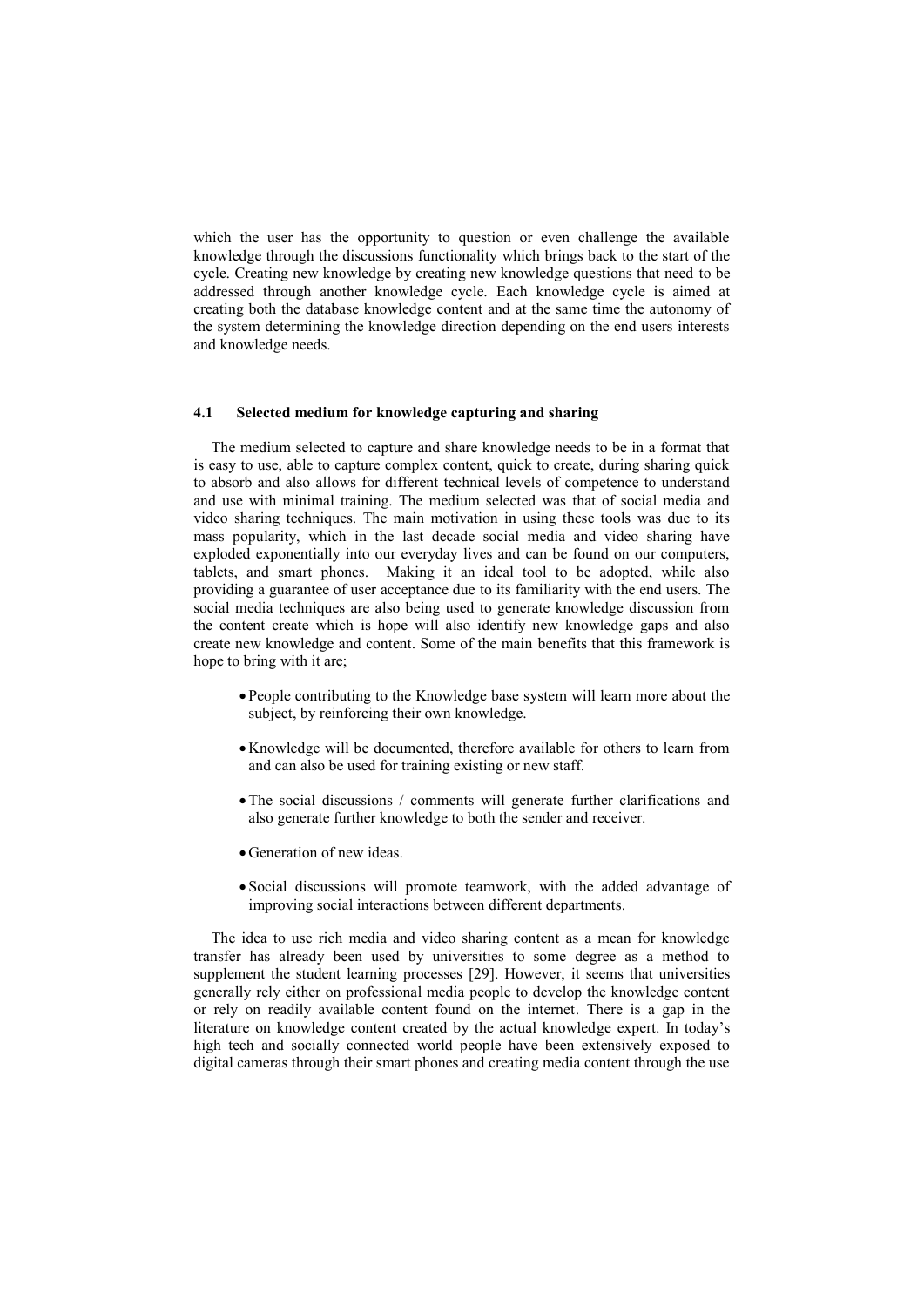which the user has the opportunity to question or even challenge the available knowledge through the discussions functionality which brings back to the start of the cycle. Creating new knowledge by creating new knowledge questions that need to be addressed through another knowledge cycle. Each knowledge cycle is aimed at creating both the database knowledge content and at the same time the autonomy of the system determining the knowledge direction depending on the end users interests and knowledge needs.

### 4.1 Selected medium for knowledge capturing and sharing

The medium selected to capture and share knowledge needs to be in a format that is easy to use, able to capture complex content, quick to create, during sharing quick to absorb and also allows for different technical levels of competence to understand and use with minimal training. The medium selected was that of social media and video sharing techniques. The main motivation in using these tools was due to its mass popularity, which in the last decade social media and video sharing have exploded exponentially into our everyday lives and can be found on our computers, tablets, and smart phones. Making it an ideal tool to be adopted, while also providing a guarantee of user acceptance due to its familiarity with the end users. The social media techniques are also being used to generate knowledge discussion from the content create which is hope will also identify new knowledge gaps and also create new knowledge and content. Some of the main benefits that this framework is hope to bring with it are;

- People contributing to the Knowledge base system will learn more about the subject, by reinforcing their own knowledge.
- Knowledge will be documented, therefore available for others to learn from and can also be used for training existing or new staff.
- The social discussions / comments will generate further clarifications and also generate further knowledge to both the sender and receiver.
- Generation of new ideas.
- Social discussions will promote teamwork, with the added advantage of improving social interactions between different departments.

The idea to use rich media and video sharing content as a mean for knowledge transfer has already been used by universities to some degree as a method to supplement the student learning processes [29]. However, it seems that universities generally rely either on professional media people to develop the knowledge content or rely on readily available content found on the internet. There is a gap in the literature on knowledge content created by the actual knowledge expert. In today's high tech and socially connected world people have been extensively exposed to digital cameras through their smart phones and creating media content through the use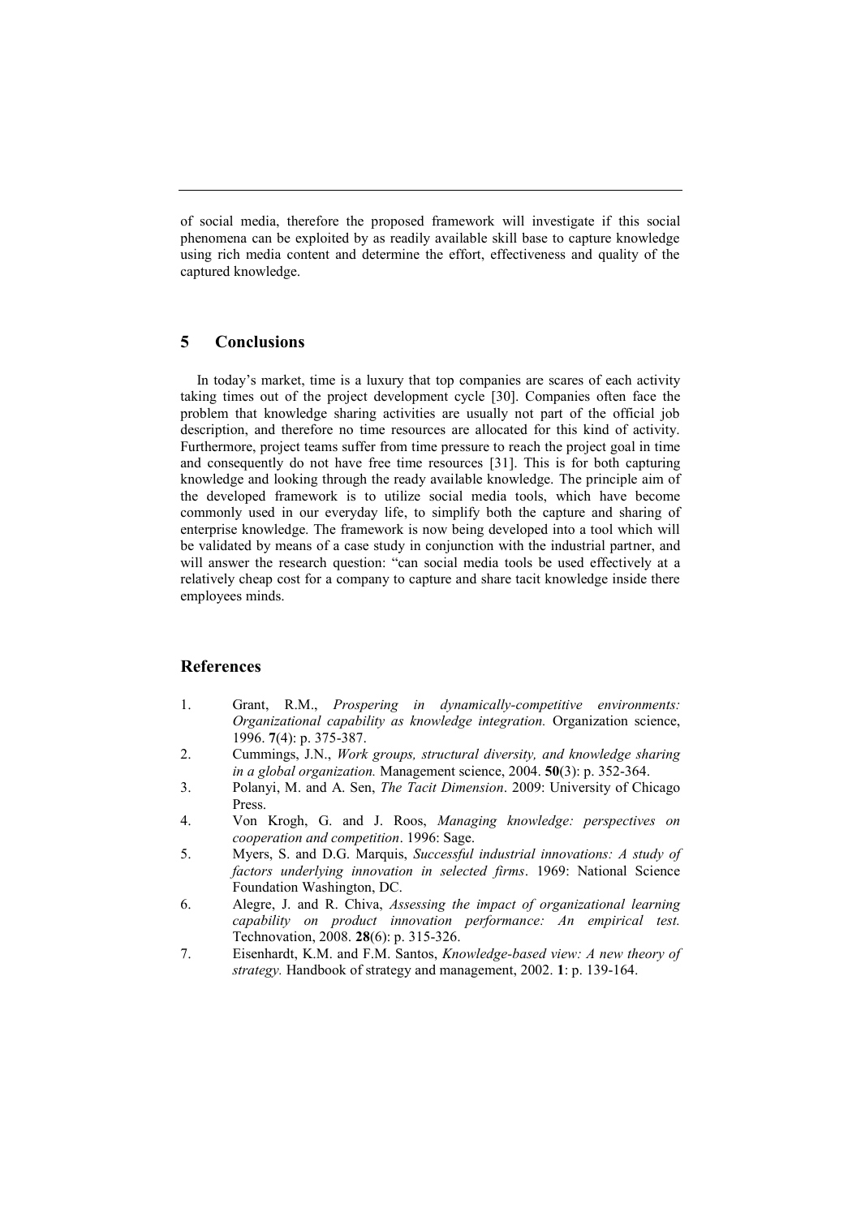of social media, therefore the proposed framework will investigate if this social phenomena can be exploited by as readily available skill base to capture knowledge using rich media content and determine the effort, effectiveness and quality of the captured knowledge.

## 5 Conclusions

In today's market, time is a luxury that top companies are scares of each activity taking times out of the project development cycle [30]. Companies often face the problem that knowledge sharing activities are usually not part of the official job description, and therefore no time resources are allocated for this kind of activity. Furthermore, project teams suffer from time pressure to reach the project goal in time and consequently do not have free time resources [31]. This is for both capturing knowledge and looking through the ready available knowledge. The principle aim of the developed framework is to utilize social media tools, which have become commonly used in our everyday life, to simplify both the capture and sharing of enterprise knowledge. The framework is now being developed into a tool which will be validated by means of a case study in conjunction with the industrial partner, and will answer the research question: "can social media tools be used effectively at a relatively cheap cost for a company to capture and share tacit knowledge inside there employees minds.

## References

1. Grant, R.M., *Prospering in dynamically-competitive environments: Organizational capability as knowledge integration.* Organization science, 1996. **7**(4): p. 375-387.
2. Cummings, J.N., *Work groups, structural diversity, and knowledge sharing in a global organization.* Management science, 2004. **50**(3): p. 352-364.
3. Polanyi, M. and A. Sen, *The Tacit Dimension*. 2009: University of Chicago Press.
4. Von Krogh, G. and J. Roos, *Managing knowledge: perspectives on cooperation and competition*. 1996: Sage.
5. Myers, S. and D.G. Marquis, *Successful industrial innovations: A study of factors underlying innovation in selected firms*. 1969: National Science Foundation Washington, DC.
6. Alegre, J. and R. Chiva, *Assessing the impact of organizational learning capability on product innovation performance: An empirical test.* Technovation, 2008. **28**(6): p. 315-326.
7. Eisenhardt, K.M. and F.M. Santos, *Knowledge-based view: A new theory of strategy.* Handbook of strategy and management, 2002. **1**: p. 139-164.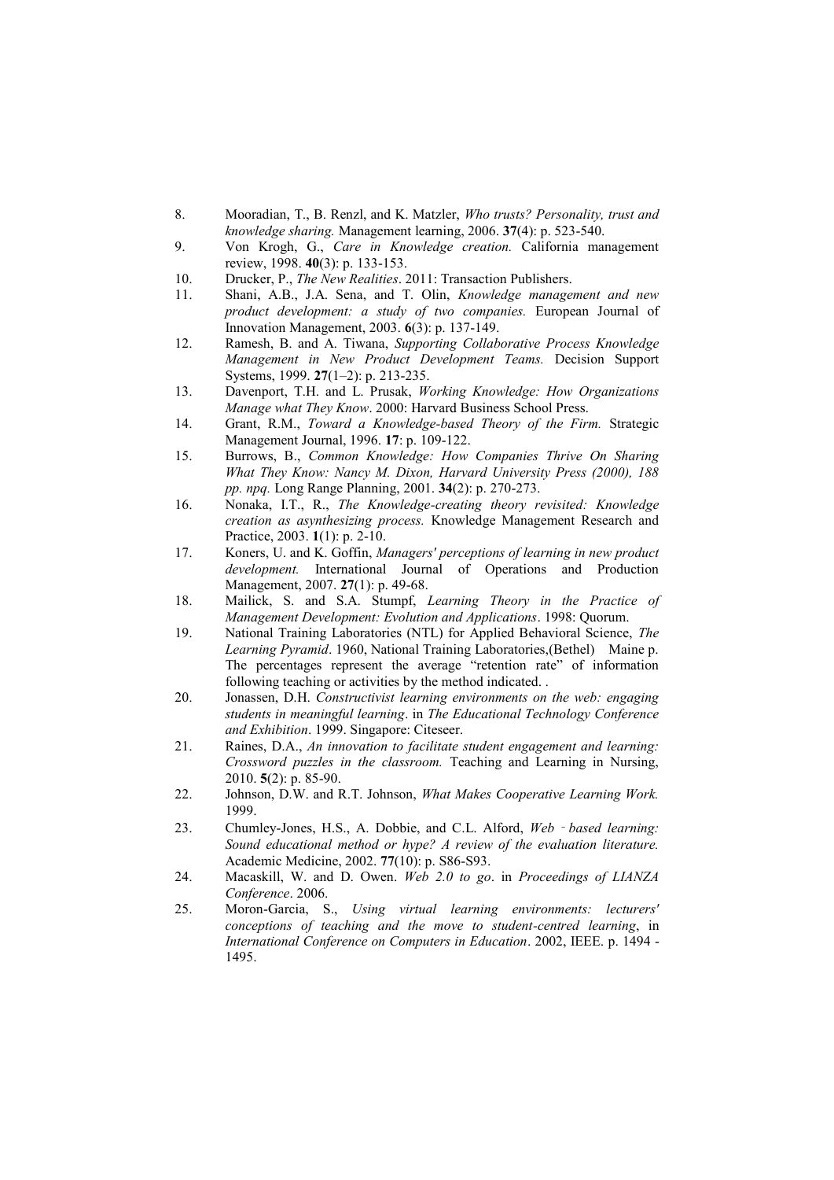8. Mooradian, T., B. Renzl, and K. Matzler, *Who trusts? Personality, trust and knowledge sharing.* Management learning, 2006. **37**(4): p. 523-540.
9. Von Krogh, G., *Care in Knowledge creation.* California management review, 1998. **40**(3): p. 133-153.
10. Drucker, P., *The New Realities*. 2011: Transaction Publishers.
11. Shani, A.B., J.A. Sena, and T. Olin, *Knowledge management and new product development: a study of two companies.* European Journal of Innovation Management, 2003. **6**(3): p. 137-149.
12. Ramesh, B. and A. Tiwana, *Supporting Collaborative Process Knowledge Management in New Product Development Teams.* Decision Support Systems, 1999. **27**(1–2): p. 213-235.
13. Davenport, T.H. and L. Prusak, *Working Knowledge: How Organizations Manage what They Know*. 2000: Harvard Business School Press.
14. Grant, R.M., *Toward a Knowledge-based Theory of the Firm.* Strategic Management Journal, 1996. **17**: p. 109-122.
15. Burrows, B., *Common Knowledge: How Companies Thrive On Sharing What They Know: Nancy M. Dixon, Harvard University Press (2000), 188 pp. npq.* Long Range Planning, 2001. **34**(2): p. 270-273.
16. Nonaka, I.T., R., *The Knowledge-creating theory revisited: Knowledge creation as asynthesizing process.* Knowledge Management Research and Practice, 2003. **1**(1): p. 2-10.
17. Koners, U. and K. Goffin, *Managers' perceptions of learning in new product development.* International Journal of Operations and Production Management, 2007. **27**(1): p. 49-68.
18. Mailick, S. and S.A. Stumpf, *Learning Theory in the Practice of Management Development: Evolution and Applications*. 1998: Quorum.
19. National Training Laboratories (NTL) for Applied Behavioral Science, *The Learning Pyramid*. 1960, National Training Laboratories,(Bethel) Maine p. The percentages represent the average "retention rate" of information following teaching or activities by the method indicated. .
20. Jonassen, D.H. *Constructivist learning environments on the web: engaging students in meaningful learning*. in *The Educational Technology Conference and Exhibition*. 1999. Singapore: Citeseer.
21. Raines, D.A., *An innovation to facilitate student engagement and learning: Crossword puzzles in the classroom.* Teaching and Learning in Nursing, 2010. **5**(2): p. 85-90.
22. Johnson, D.W. and R.T. Johnson, *What Makes Cooperative Learning Work.* 1999.
23. Chumley-Jones, H.S., A. Dobbie, and C.L. Alford, *Web‐based learning: Sound educational method or hype? A review of the evaluation literature.* Academic Medicine, 2002. **77**(10): p. S86-S93.
24. Macaskill, W. and D. Owen. *Web 2.0 to go*. in *Proceedings of LIANZA Conference*. 2006.
25. Moron-Garcia, S., *Using virtual learning environments: lecturers' conceptions of teaching and the move to student-centred learning*, in *International Conference on Computers in Education*. 2002, IEEE. p. 1494 - 1495.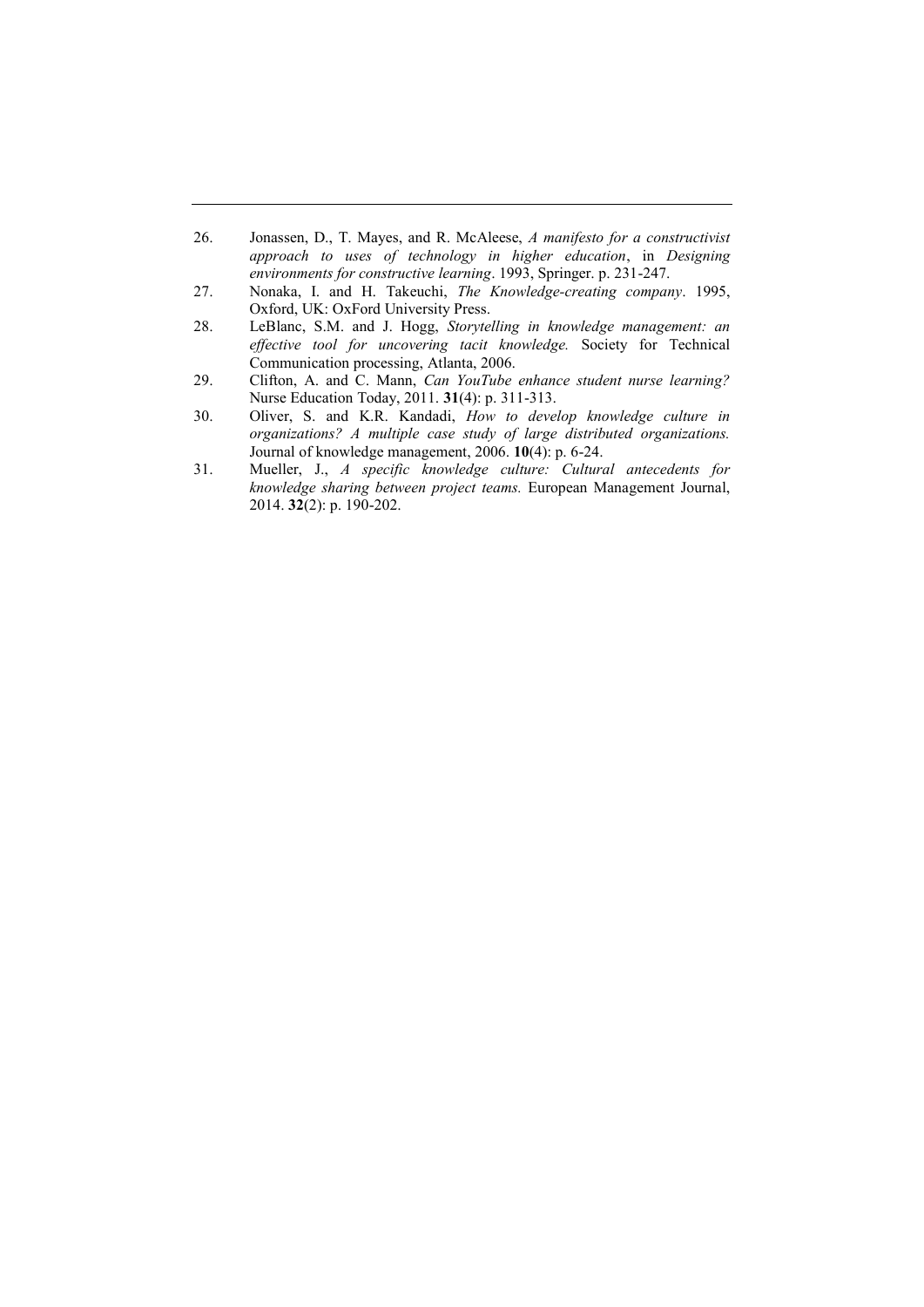26. Jonassen, D., T. Mayes, and R. McAleese, *A manifesto for a constructivist approach to uses of technology in higher education*, in *Designing environments for constructive learning*. 1993, Springer. p. 231-247.
27. Nonaka, I. and H. Takeuchi, *The Knowledge-creating company*. 1995, Oxford, UK: OxFord University Press.
28. LeBlanc, S.M. and J. Hogg, *Storytelling in knowledge management: an effective tool for uncovering tacit knowledge.* Society for Technical Communication processing, Atlanta, 2006.
29. Clifton, A. and C. Mann, *Can YouTube enhance student nurse learning?* Nurse Education Today, 2011. **31**(4): p. 311-313.
30. Oliver, S. and K.R. Kandadi, *How to develop knowledge culture in organizations? A multiple case study of large distributed organizations.* Journal of knowledge management, 2006. **10**(4): p. 6-24.
31. Mueller, J., *A specific knowledge culture: Cultural antecedents for knowledge sharing between project teams.* European Management Journal, 2014. **32**(2): p. 190-202.